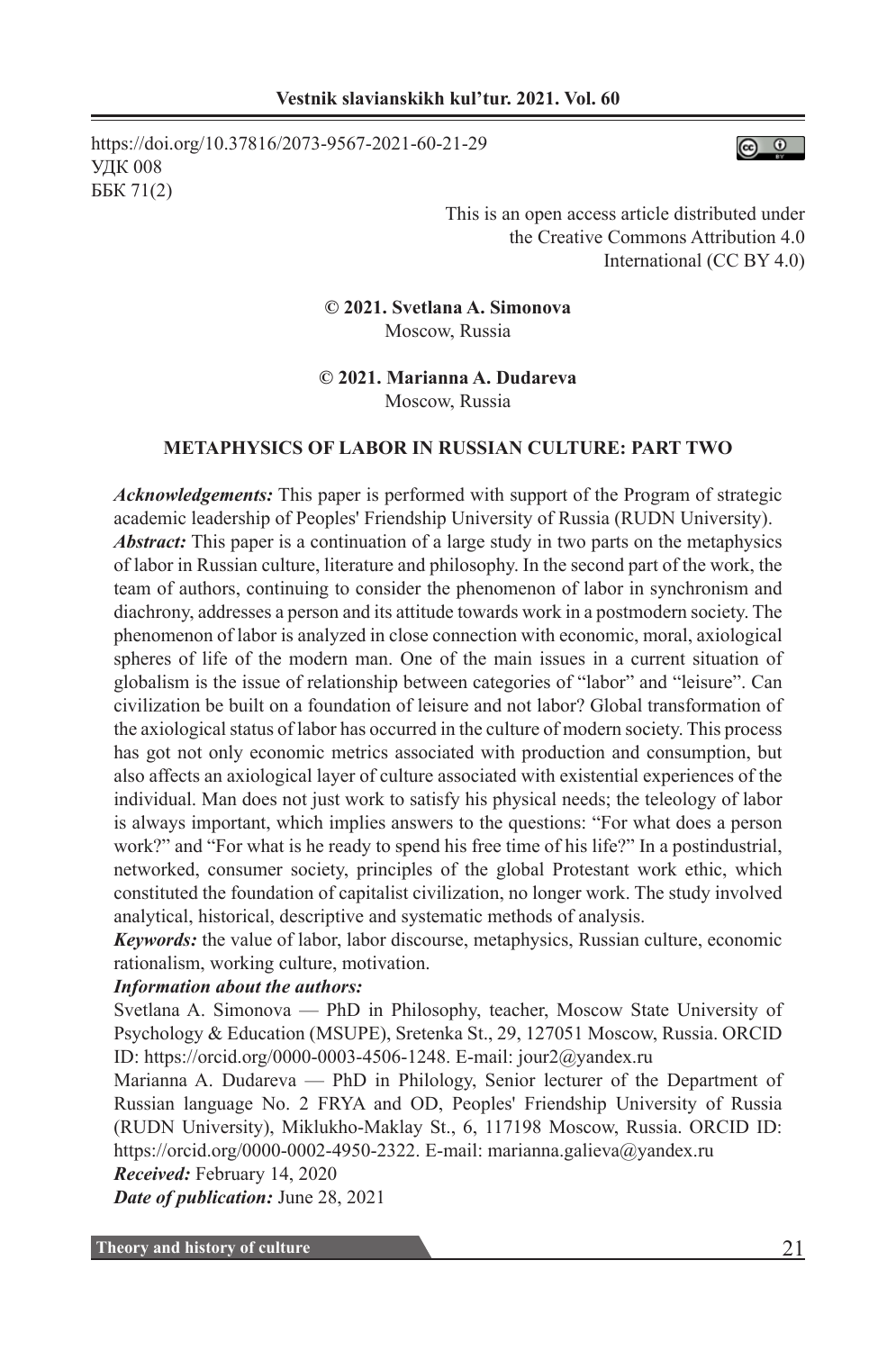https://doi.org/10.37816/2073-9567-2021-60-21-29
УДК 008
ББК 71(2)

This is an open access article distributed under the Creative Commons Attribution 4.0 International (CC BY 4.0)

**© 2021. Svetlana A. Simonova**
Moscow, Russia

**© 2021. Marianna A. Dudareva**
Moscow, Russia

# METAPHYSICS OF LABOR IN RUSSIAN CULTURE: PART TWO

***Acknowledgements:*** This paper is performed with support of the Program of strategic academic leadership of Peoples' Friendship University of Russia (RUDN University).

***Abstract:*** This paper is a continuation of a large study in two parts on the metaphysics of labor in Russian culture, literature and philosophy. In the second part of the work, the team of authors, continuing to consider the phenomenon of labor in synchronism and diachrony, addresses a person and its attitude towards work in a postmodern society. The phenomenon of labor is analyzed in close connection with economic, moral, axiological spheres of life of the modern man. One of the main issues in a current situation of globalism is the issue of relationship between categories of "labor" and "leisure". Can civilization be built on a foundation of leisure and not labor? Global transformation of the axiological status of labor has occurred in the culture of modern society. This process has got not only economic metrics associated with production and consumption, but also affects an axiological layer of culture associated with existential experiences of the individual. Man does not just work to satisfy his physical needs; the teleology of labor is always important, which implies answers to the questions: "For what does a person work?" and "For what is he ready to spend his free time of his life?" In a postindustrial, networked, consumer society, principles of the global Protestant work ethic, which constituted the foundation of capitalist civilization, no longer work. The study involved analytical, historical, descriptive and systematic methods of analysis.

***Keywords:*** the value of labor, labor discourse, metaphysics, Russian culture, economic rationalism, working culture, motivation.

***Information about the authors:***

Svetlana A. Simonova — PhD in Philosophy, teacher, Moscow State University of Psychology & Education (MSUPE), Sretenka St., 29, 127051 Moscow, Russia. ORCID ID: https://orcid.org/0000-0003-4506-1248. E-mail: jour2@yandex.ru

Marianna A. Dudareva — PhD in Philology, Senior lecturer of the Department of Russian language No. 2 FRYA and OD, Peoples' Friendship University of Russia (RUDN University), Miklukho-Maklay St., 6, 117198 Moscow, Russia. ORCID ID: https://orcid.org/0000-0002-4950-2322. E-mail: marianna.galieva@yandex.ru

***Received:*** February 14, 2020

***Date of publication:*** June 28, 2021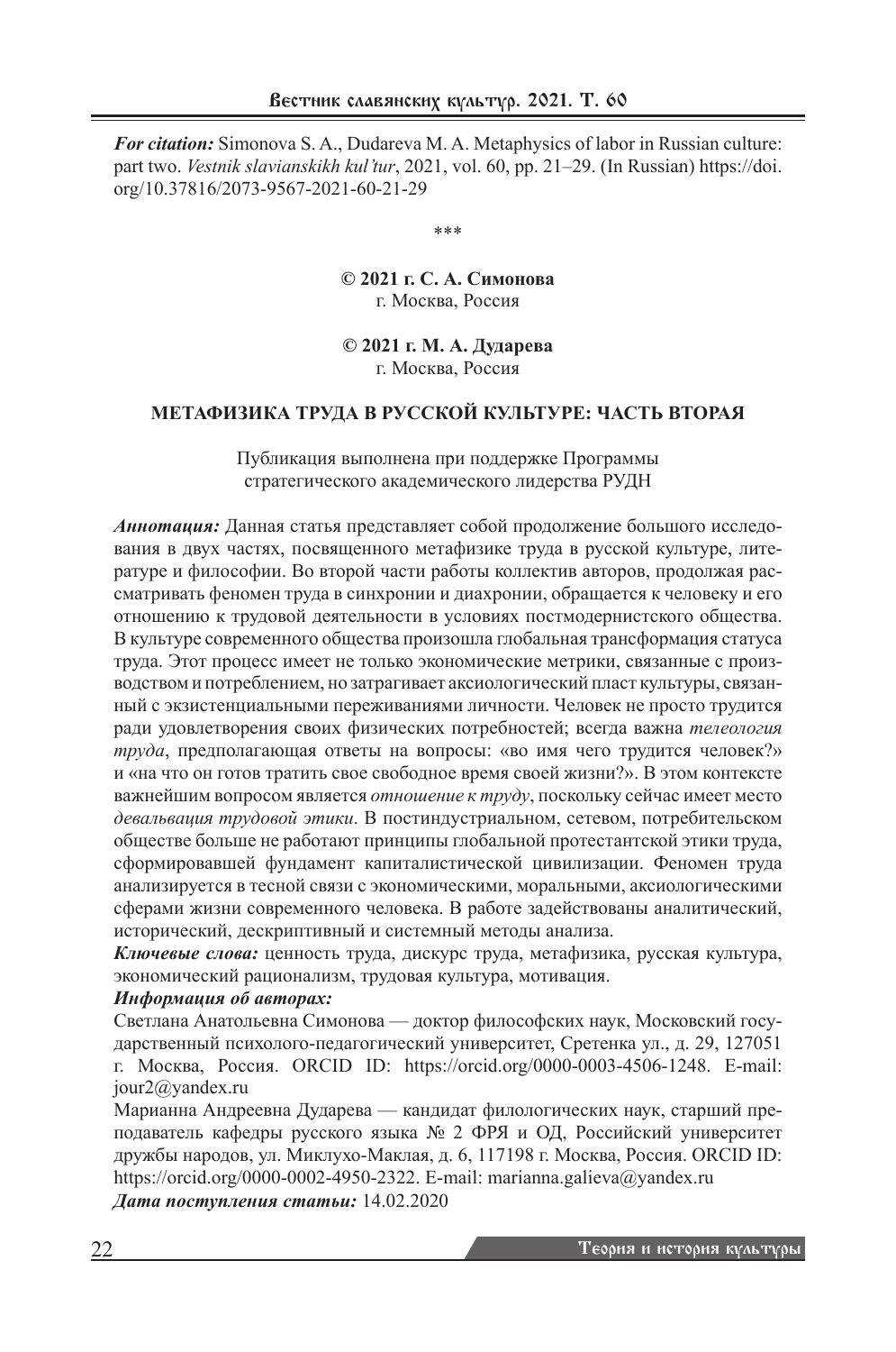***For citation:*** Simonova S. A., Dudareva M. A. Metaphysics of labor in Russian culture: part two. *Vestnik slavianskikh kul'tur*, 2021, vol. 60, pp. 21–29. (In Russian) https://doi.org/10.37816/2073-9567-2021-60-21-29

\*\*\*

**© 2021 г. С. А. Симонова**
г. Москва, Россия

**© 2021 г. М. А. Дударева**
г. Москва, Россия

# МЕТАФИЗИКА ТРУДА В РУССКОЙ КУЛЬТУРЕ: ЧАСТЬ ВТОРАЯ

Публикация выполнена при поддержке Программы стратегического академического лидерства РУДН

***Аннотация:*** Данная статья представляет собой продолжение большого исследования в двух частях, посвященного метафизике труда в русской культуре, литературе и философии. Во второй части работы коллектив авторов, продолжая рассматривать феномен труда в синхронии и диахронии, обращается к человеку и его отношению к трудовой деятельности в условиях постмодернистского общества. В культуре современного общества произошла глобальная трансформация статуса труда. Этот процесс имеет не только экономические метрики, связанные с производством и потреблением, но затрагивает аксиологический пласт культуры, связанный с экзистенциальными переживаниями личности. Человек не просто трудится ради удовлетворения своих физических потребностей; всегда важна *телеология труда*, предполагающая ответы на вопросы: «во имя чего трудится человек?» и «на что он готов тратить свое свободное время своей жизни?». В этом контексте важнейшим вопросом является *отношение к труду*, поскольку сейчас имеет место *девальвация трудовой этики*. В постиндустриальном, сетевом, потребительском обществе больше не работают принципы глобальной протестантской этики труда, сформировавшей фундамент капиталистической цивилизации. Феномен труда анализируется в тесной связи с экономическими, моральными, аксиологическими сферами жизни современного человека. В работе задействованы аналитический, исторический, дескриптивный и системный методы анализа.

***Ключевые слова:*** ценность труда, дискурс труда, метафизика, русская культура, экономический рационализм, трудовая культура, мотивация.

***Информация об авторах:***

Светлана Анатольевна Симонова — доктор философских наук, Московский государственный психолого-педагогический университет, Сретенка ул., д. 29, 127051 г. Москва, Россия. ORCID ID: https://orcid.org/0000-0003-4506-1248. E-mail: jour2@yandex.ru

Марианна Андреевна Дударева — кандидат филологических наук, старший преподаватель кафедры русского языка № 2 ФРЯ и ОД, Российский университет дружбы народов, ул. Миклухо-Маклая, д. 6, 117198 г. Москва, Россия. ORCID ID: https://orcid.org/0000-0002-4950-2322. E-mail: marianna.galieva@yandex.ru

***Дата поступления статьи:*** 14.02.2020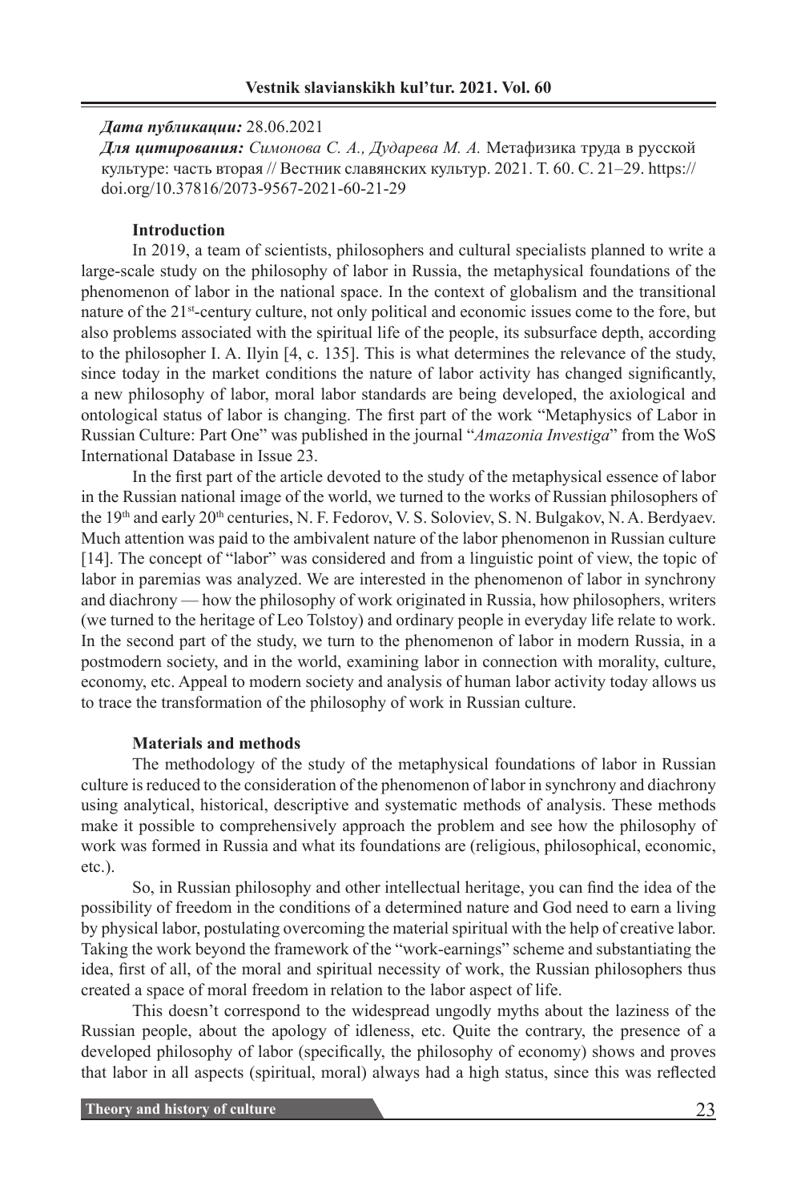***Дата публикации:*** 28.06.2021

***Для цитирования:*** *Симонова С. А., Дударева М. А.* Метафизика труда в русской культуре: часть вторая // Вестник славянских культур. 2021. Т. 60. С. 21–29. https://doi.org/10.37816/2073-9567-2021-60-21-29

## Introduction

In 2019, a team of scientists, philosophers and cultural specialists planned to write a large-scale study on the philosophy of labor in Russia, the metaphysical foundations of the phenomenon of labor in the national space. In the context of globalism and the transitional nature of the 21st-century culture, not only political and economic issues come to the fore, but also problems associated with the spiritual life of the people, its subsurface depth, according to the philosopher I. A. Ilyin [4, c. 135]. This is what determines the relevance of the study, since today in the market conditions the nature of labor activity has changed significantly, a new philosophy of labor, moral labor standards are being developed, the axiological and ontological status of labor is changing. The first part of the work "Metaphysics of Labor in Russian Culture: Part One" was published in the journal "*Amazonia Investiga*" from the WoS International Database in Issue 23.

In the first part of the article devoted to the study of the metaphysical essence of labor in the Russian national image of the world, we turned to the works of Russian philosophers of the 19th and early 20th centuries, N. F. Fedorov, V. S. Soloviev, S. N. Bulgakov, N. A. Berdyaev. Much attention was paid to the ambivalent nature of the labor phenomenon in Russian culture [14]. The concept of "labor" was considered and from a linguistic point of view, the topic of labor in paremias was analyzed. We are interested in the phenomenon of labor in synchrony and diachrony — how the philosophy of work originated in Russia, how philosophers, writers (we turned to the heritage of Leo Tolstoy) and ordinary people in everyday life relate to work. In the second part of the study, we turn to the phenomenon of labor in modern Russia, in a postmodern society, and in the world, examining labor in connection with morality, culture, economy, etc. Appeal to modern society and analysis of human labor activity today allows us to trace the transformation of the philosophy of work in Russian culture.

## Materials and methods

The methodology of the study of the metaphysical foundations of labor in Russian culture is reduced to the consideration of the phenomenon of labor in synchrony and diachrony using analytical, historical, descriptive and systematic methods of analysis. These methods make it possible to comprehensively approach the problem and see how the philosophy of work was formed in Russia and what its foundations are (religious, philosophical, economic, etc.).

So, in Russian philosophy and other intellectual heritage, you can find the idea of the possibility of freedom in the conditions of a determined nature and God need to earn a living by physical labor, postulating overcoming the material spiritual with the help of creative labor. Taking the work beyond the framework of the "work-earnings" scheme and substantiating the idea, first of all, of the moral and spiritual necessity of work, the Russian philosophers thus created a space of moral freedom in relation to the labor aspect of life.

This doesn't correspond to the widespread ungodly myths about the laziness of the Russian people, about the apology of idleness, etc. Quite the contrary, the presence of a developed philosophy of labor (specifically, the philosophy of economy) shows and proves that labor in all aspects (spiritual, moral) always had a high status, since this was reflected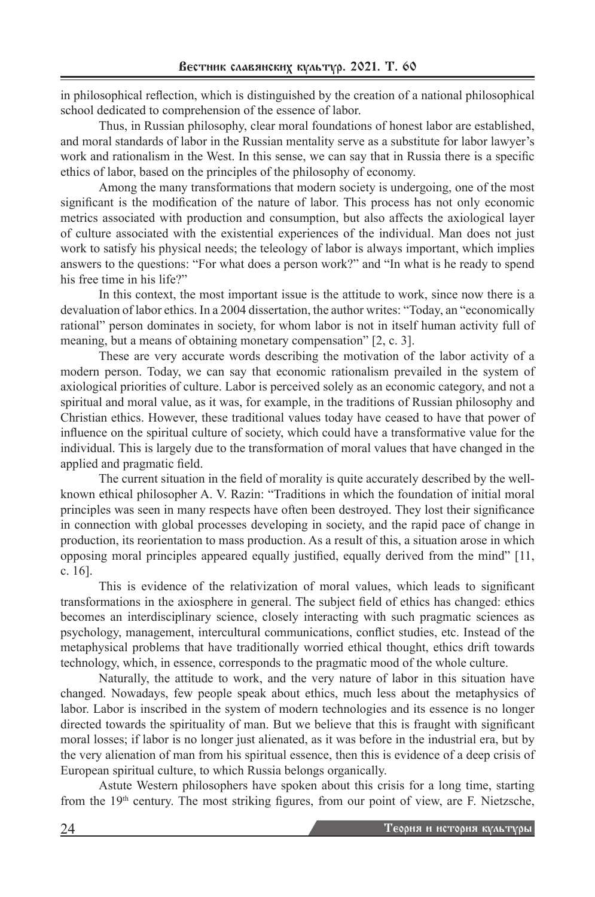in philosophical reflection, which is distinguished by the creation of a national philosophical school dedicated to comprehension of the essence of labor.

Thus, in Russian philosophy, clear moral foundations of honest labor are established, and moral standards of labor in the Russian mentality serve as a substitute for labor lawyer's work and rationalism in the West. In this sense, we can say that in Russia there is a specific ethics of labor, based on the principles of the philosophy of economy.

Among the many transformations that modern society is undergoing, one of the most significant is the modification of the nature of labor. This process has not only economic metrics associated with production and consumption, but also affects the axiological layer of culture associated with the existential experiences of the individual. Man does not just work to satisfy his physical needs; the teleology of labor is always important, which implies answers to the questions: "For what does a person work?" and "In what is he ready to spend his free time in his life?"

In this context, the most important issue is the attitude to work, since now there is a devaluation of labor ethics. In a 2004 dissertation, the author writes: "Today, an "economically rational" person dominates in society, for whom labor is not in itself human activity full of meaning, but a means of obtaining monetary compensation" [2, c. 3].

These are very accurate words describing the motivation of the labor activity of a modern person. Today, we can say that economic rationalism prevailed in the system of axiological priorities of culture. Labor is perceived solely as an economic category, and not a spiritual and moral value, as it was, for example, in the traditions of Russian philosophy and Christian ethics. However, these traditional values today have ceased to have that power of influence on the spiritual culture of society, which could have a transformative value for the individual. This is largely due to the transformation of moral values that have changed in the applied and pragmatic field.

The current situation in the field of morality is quite accurately described by the well-known ethical philosopher A. V. Razin: "Traditions in which the foundation of initial moral principles was seen in many respects have often been destroyed. They lost their significance in connection with global processes developing in society, and the rapid pace of change in production, its reorientation to mass production. As a result of this, a situation arose in which opposing moral principles appeared equally justified, equally derived from the mind" [11, c. 16].

This is evidence of the relativization of moral values, which leads to significant transformations in the axiosphere in general. The subject field of ethics has changed: ethics becomes an interdisciplinary science, closely interacting with such pragmatic sciences as psychology, management, intercultural communications, conflict studies, etc. Instead of the metaphysical problems that have traditionally worried ethical thought, ethics drift towards technology, which, in essence, corresponds to the pragmatic mood of the whole culture.

Naturally, the attitude to work, and the very nature of labor in this situation have changed. Nowadays, few people speak about ethics, much less about the metaphysics of labor. Labor is inscribed in the system of modern technologies and its essence is no longer directed towards the spirituality of man. But we believe that this is fraught with significant moral losses; if labor is no longer just alienated, as it was before in the industrial era, but by the very alienation of man from his spiritual essence, then this is evidence of a deep crisis of European spiritual culture, to which Russia belongs organically.

Astute Western philosophers have spoken about this crisis for a long time, starting from the 19th century. The most striking figures, from our point of view, are F. Nietzsche,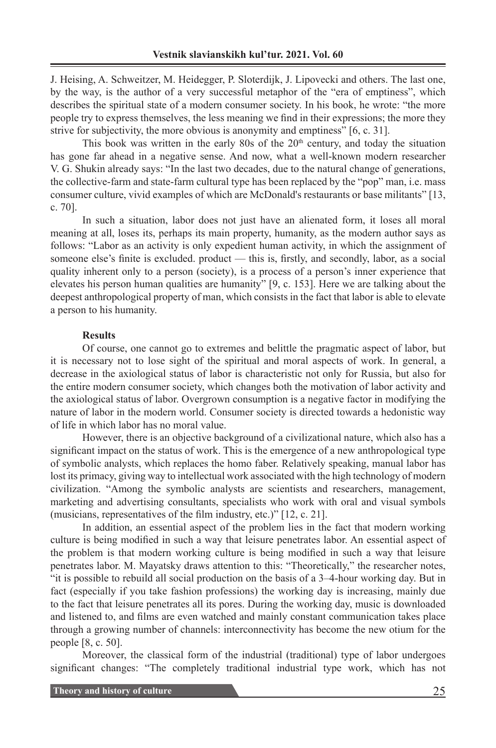J. Heising, A. Schweitzer, M. Heidegger, P. Sloterdijk, J. Lipovecki and others. The last one, by the way, is the author of a very successful metaphor of the "era of emptiness", which describes the spiritual state of a modern consumer society. In his book, he wrote: "the more people try to express themselves, the less meaning we find in their expressions; the more they strive for subjectivity, the more obvious is anonymity and emptiness" [6, c. 31].

This book was written in the early 80s of the 20th century, and today the situation has gone far ahead in a negative sense. And now, what a well-known modern researcher V. G. Shukin already says: "In the last two decades, due to the natural change of generations, the collective-farm and state-farm cultural type has been replaced by the "pop" man, i.e. mass consumer culture, vivid examples of which are McDonald's restaurants or base militants" [13, c. 70].

In such a situation, labor does not just have an alienated form, it loses all moral meaning at all, loses its, perhaps its main property, humanity, as the modern author says as follows: "Labor as an activity is only expedient human activity, in which the assignment of someone else's finite is excluded. product — this is, firstly, and secondly, labor, as a social quality inherent only to a person (society), is a process of a person's inner experience that elevates his person human qualities are humanity" [9, c. 153]. Here we are talking about the deepest anthropological property of man, which consists in the fact that labor is able to elevate a person to his humanity.

**Results**

Of course, one cannot go to extremes and belittle the pragmatic aspect of labor, but it is necessary not to lose sight of the spiritual and moral aspects of work. In general, a decrease in the axiological status of labor is characteristic not only for Russia, but also for the entire modern consumer society, which changes both the motivation of labor activity and the axiological status of labor. Overgrown consumption is a negative factor in modifying the nature of labor in the modern world. Consumer society is directed towards a hedonistic way of life in which labor has no moral value.

However, there is an objective background of a civilizational nature, which also has a significant impact on the status of work. This is the emergence of a new anthropological type of symbolic analysts, which replaces the homo faber. Relatively speaking, manual labor has lost its primacy, giving way to intellectual work associated with the high technology of modern civilization. "Among the symbolic analysts are scientists and researchers, management, marketing and advertising consultants, specialists who work with oral and visual symbols (musicians, representatives of the film industry, etc.)" [12, c. 21].

In addition, an essential aspect of the problem lies in the fact that modern working culture is being modified in such a way that leisure penetrates labor. An essential aspect of the problem is that modern working culture is being modified in such a way that leisure penetrates labor. M. Mayatsky draws attention to this: "Theoretically," the researcher notes, "it is possible to rebuild all social production on the basis of a 3–4-hour working day. But in fact (especially if you take fashion professions) the working day is increasing, mainly due to the fact that leisure penetrates all its pores. During the working day, music is downloaded and listened to, and films are even watched and mainly constant communication takes place through a growing number of channels: interconnectivity has become the new otium for the people [8, c. 50].

Moreover, the classical form of the industrial (traditional) type of labor undergoes significant changes: "The completely traditional industrial type work, which has not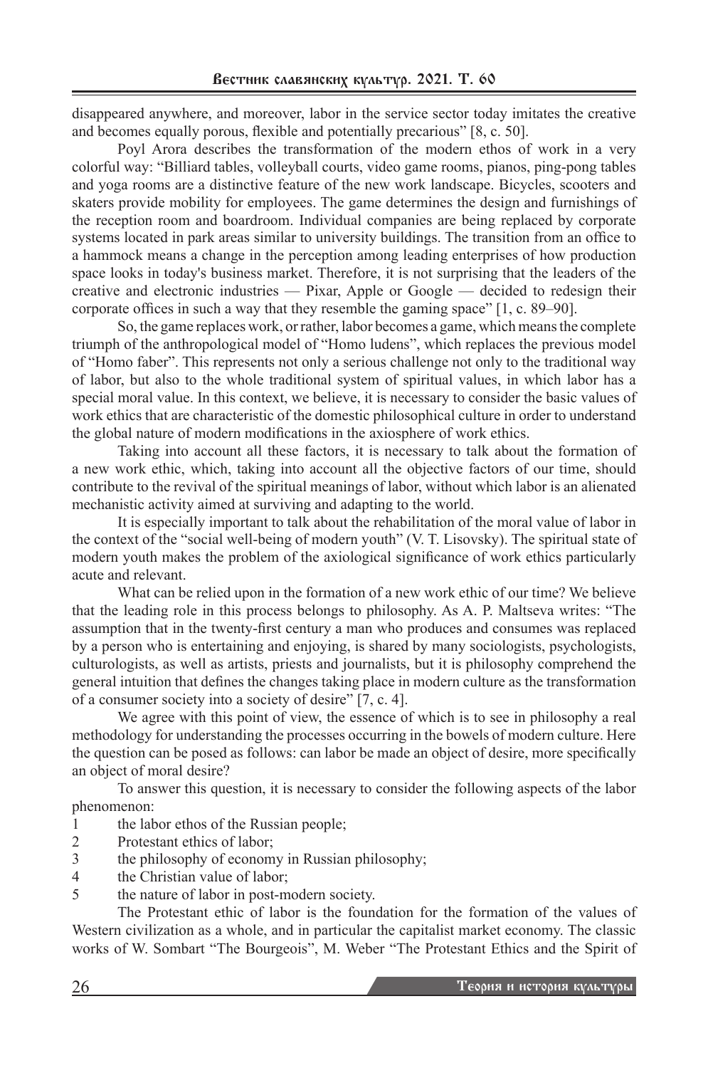disappeared anywhere, and moreover, labor in the service sector today imitates the creative and becomes equally porous, flexible and potentially precarious" [8, c. 50].

Poyl Arora describes the transformation of the modern ethos of work in a very colorful way: "Billiard tables, volleyball courts, video game rooms, pianos, ping-pong tables and yoga rooms are a distinctive feature of the new work landscape. Bicycles, scooters and skaters provide mobility for employees. The game determines the design and furnishings of the reception room and boardroom. Individual companies are being replaced by corporate systems located in park areas similar to university buildings. The transition from an office to a hammock means a change in the perception among leading enterprises of how production space looks in today's business market. Therefore, it is not surprising that the leaders of the creative and electronic industries — Pixar, Apple or Google — decided to redesign their corporate offices in such a way that they resemble the gaming space" [1, c. 89–90].

So, the game replaces work, or rather, labor becomes a game, which means the complete triumph of the anthropological model of "Homo ludens", which replaces the previous model of "Homo faber". This represents not only a serious challenge not only to the traditional way of labor, but also to the whole traditional system of spiritual values, in which labor has a special moral value. In this context, we believe, it is necessary to consider the basic values of work ethics that are characteristic of the domestic philosophical culture in order to understand the global nature of modern modifications in the axiosphere of work ethics.

Taking into account all these factors, it is necessary to talk about the formation of a new work ethic, which, taking into account all the objective factors of our time, should contribute to the revival of the spiritual meanings of labor, without which labor is an alienated mechanistic activity aimed at surviving and adapting to the world.

It is especially important to talk about the rehabilitation of the moral value of labor in the context of the "social well-being of modern youth" (V. T. Lisovsky). The spiritual state of modern youth makes the problem of the axiological significance of work ethics particularly acute and relevant.

What can be relied upon in the formation of a new work ethic of our time? We believe that the leading role in this process belongs to philosophy. As A. P. Maltseva writes: "The assumption that in the twenty-first century a man who produces and consumes was replaced by a person who is entertaining and enjoying, is shared by many sociologists, psychologists, culturologists, as well as artists, priests and journalists, but it is philosophy comprehend the general intuition that defines the changes taking place in modern culture as the transformation of a consumer society into a society of desire" [7, c. 4].

We agree with this point of view, the essence of which is to see in philosophy a real methodology for understanding the processes occurring in the bowels of modern culture. Here the question can be posed as follows: can labor be made an object of desire, more specifically an object of moral desire?

To answer this question, it is necessary to consider the following aspects of the labor phenomenon:

1 the labor ethos of the Russian people;
2 Protestant ethics of labor;
3 the philosophy of economy in Russian philosophy;
4 the Christian value of labor;
5 the nature of labor in post-modern society.

The Protestant ethic of labor is the foundation for the formation of the values of Western civilization as a whole, and in particular the capitalist market economy. The classic works of W. Sombart "The Bourgeois", M. Weber "The Protestant Ethics and the Spirit of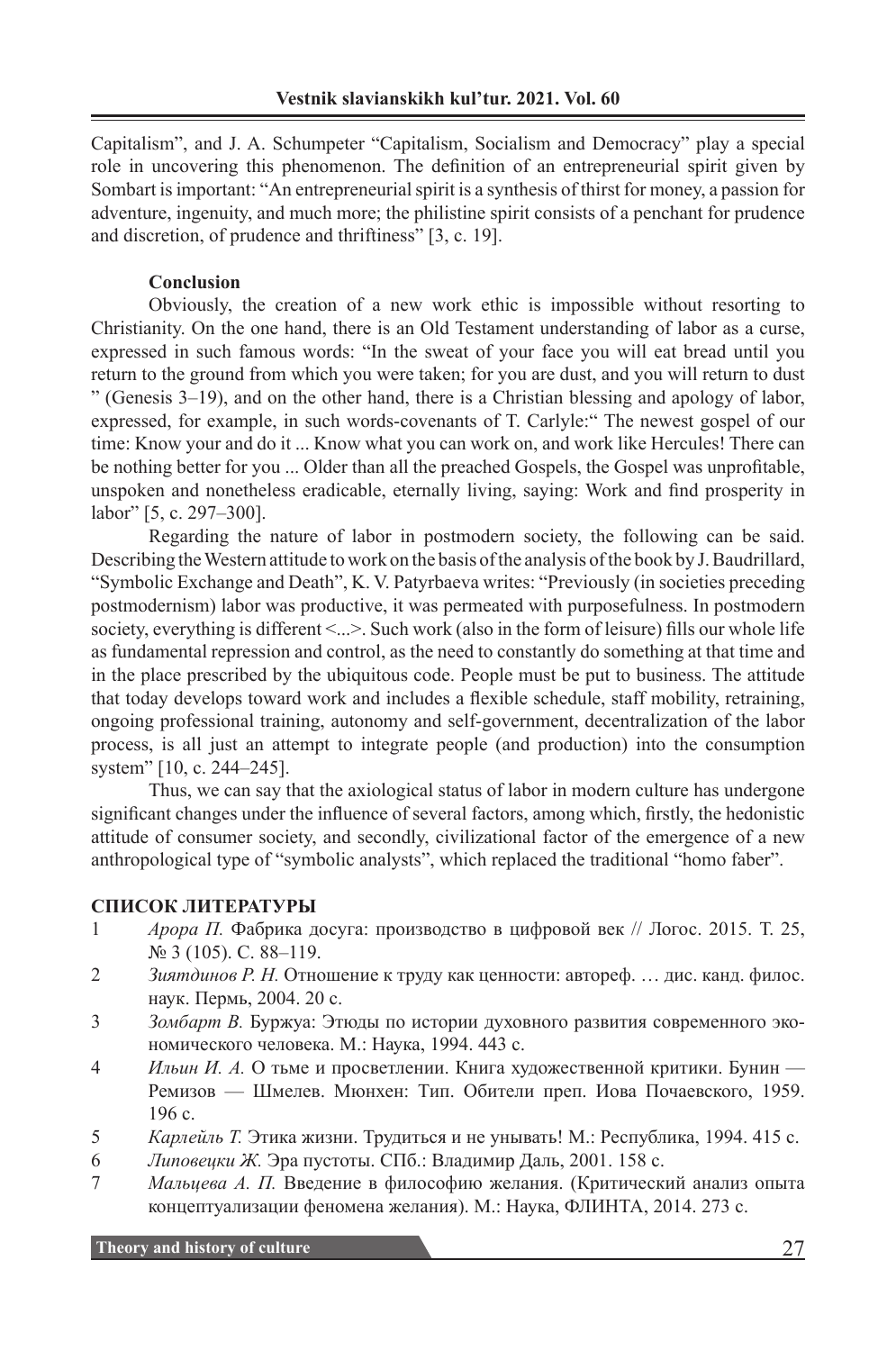Capitalism", and J. A. Schumpeter "Capitalism, Socialism and Democracy" play a special role in uncovering this phenomenon. The definition of an entrepreneurial spirit given by Sombart is important: "An entrepreneurial spirit is a synthesis of thirst for money, a passion for adventure, ingenuity, and much more; the philistine spirit consists of a penchant for prudence and discretion, of prudence and thriftiness" [3, c. 19].

### Conclusion

Obviously, the creation of a new work ethic is impossible without resorting to Christianity. On the one hand, there is an Old Testament understanding of labor as a curse, expressed in such famous words: "In the sweat of your face you will eat bread until you return to the ground from which you were taken; for you are dust, and you will return to dust " (Genesis 3–19), and on the other hand, there is a Christian blessing and apology of labor, expressed, for example, in such words-covenants of T. Carlyle:" The newest gospel of our time: Know your and do it ... Know what you can work on, and work like Hercules! There can be nothing better for you ... Older than all the preached Gospels, the Gospel was unprofitable, unspoken and nonetheless eradicable, eternally living, saying: Work and find prosperity in labor" [5, c. 297–300].

Regarding the nature of labor in postmodern society, the following can be said. Describing the Western attitude to work on the basis of the analysis of the book by J. Baudrillard, "Symbolic Exchange and Death", K. V. Patyrbaeva writes: "Previously (in societies preceding postmodernism) labor was productive, it was permeated with purposefulness. In postmodern society, everything is different <...>. Such work (also in the form of leisure) fills our whole life as fundamental repression and control, as the need to constantly do something at that time and in the place prescribed by the ubiquitous code. People must be put to business. The attitude that today develops toward work and includes a flexible schedule, staff mobility, retraining, ongoing professional training, autonomy and self-government, decentralization of the labor process, is all just an attempt to integrate people (and production) into the consumption system" [10, c. 244–245].

Thus, we can say that the axiological status of labor in modern culture has undergone significant changes under the influence of several factors, among which, firstly, the hedonistic attitude of consumer society, and secondly, civilizational factor of the emergence of a new anthropological type of "symbolic analysts", which replaced the traditional "homo faber".

### СПИСОК ЛИТЕРАТУРЫ

1. *Арора П.* Фабрика досуга: производство в цифровой век // Логос. 2015. Т. 25, № 3 (105). С. 88–119.
2. *Зиятдинов Р. Н.* Отношение к труду как ценности: автореф. … дис. канд. филос. наук. Пермь, 2004. 20 с.
3. *Зомбарт В.* Буржуа: Этюды по истории духовного развития современного экономического человека. М.: Наука, 1994. 443 с.
4. *Ильин И. А.* О тьме и просветлении. Книга художественной критики. Бунин — Ремизов — Шмелев. Мюнхен: Тип. Обители преп. Иова Почаевского, 1959. 196 с.
5. *Карлейль Т.* Этика жизни. Трудиться и не унывать! М.: Республика, 1994. 415 с.
6. *Липовецки Ж.* Эра пустоты. СПб.: Владимир Даль, 2001. 158 с.
7. *Мальцева А. П.* Введение в философию желания. (Критический анализ опыта концептуализации феномена желания). М.: Наука, ФЛИНТА, 2014. 273 с.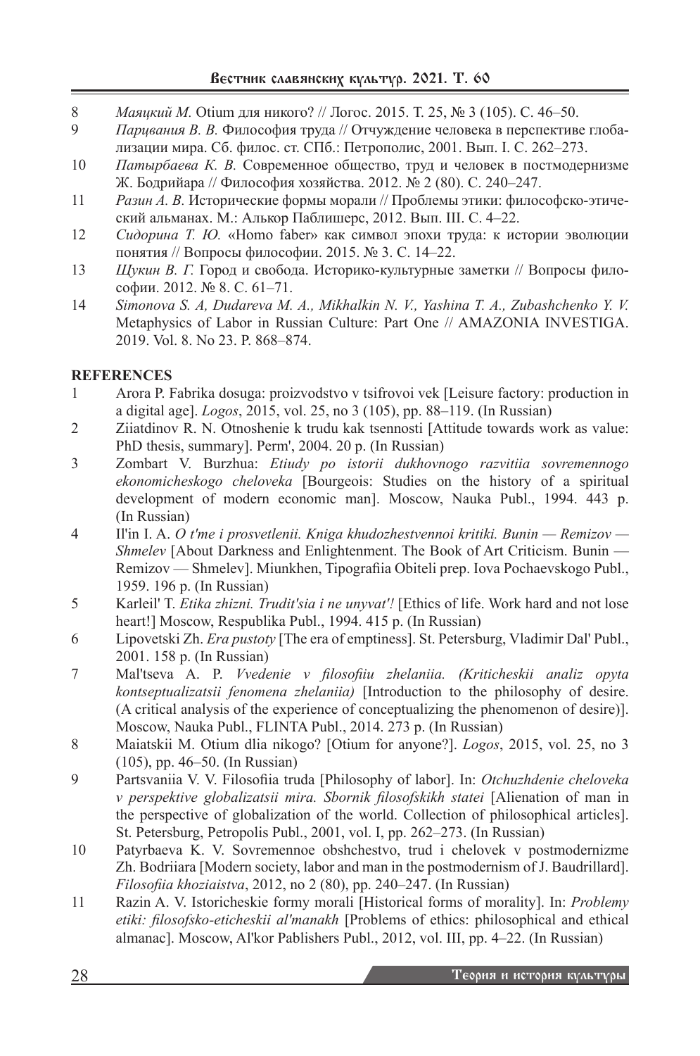8 *Маяцкий М.* Otium для никого? // Логос. 2015. Т. 25, № 3 (105). С. 46–50.

9 *Парцвания В. В.* Философия труда // Отчуждение человека в перспективе глобализации мира. Сб. филос. ст. СПб.: Петрополис, 2001. Вып. I. С. 262–273.

10 *Патырбаева К. В.* Современное общество, труд и человек в постмодернизме Ж. Бодрийара // Философия хозяйства. 2012. № 2 (80). С. 240–247.

11 *Разин А. В.* Исторические формы морали // Проблемы этики: философско-этический альманах. М.: Алькор Паблишерс, 2012. Вып. III. С. 4–22.

12 *Сидорина Т. Ю.* «Homo faber» как символ эпохи труда: к истории эволюции понятия // Вопросы философии. 2015. № 3. С. 14–22.

13 *Щукин В. Г.* Город и свобода. Историко-культурные заметки // Вопросы философии. 2012. № 8. С. 61–71.

14 *Simonova S. A, Dudareva M. A., Mikhalkin N. V., Yashina T. A., Zubashchenko Y. V.* Metaphysics of Labor in Russian Culture: Part One // AMAZONIA INVESTIGA. 2019. Vol. 8. No 23. P. 868–874.

## REFERENCES

1 Arora P. Fabrika dosuga: proizvodstvo v tsifrovoi vek [Leisure factory: production in a digital age]. *Logos*, 2015, vol. 25, no 3 (105), pp. 88–119. (In Russian)

2 Ziiatdinov R. N. Otnoshenie k trudu kak tsennosti [Attitude towards work as value: PhD thesis, summary]. Perm', 2004. 20 p. (In Russian)

3 Zombart V. Burzhua: *Etiudy po istorii dukhovnogo razvitiia sovremennogo ekonomicheskogo cheloveka* [Bourgeois: Studies on the history of a spiritual development of modern economic man]. Moscow, Nauka Publ., 1994. 443 p. (In Russian)

4 Il'in I. A. *O t'me i prosvetlenii. Kniga khudozhestvennoi kritiki. Bunin — Remizov — Shmelev* [About Darkness and Enlightenment. The Book of Art Criticism. Bunin — Remizov — Shmelev]. Miunkhen, Tipografiia Obiteli prep. Iova Pochaevskogo Publ., 1959. 196 p. (In Russian)

5 Karleil' T. *Etika zhizni. Trudit'sia i ne unyvat'!* [Ethics of life. Work hard and not lose heart!] Moscow, Respublika Publ., 1994. 415 p. (In Russian)

6 Lipovetski Zh. *Era pustoty* [The era of emptiness]. St. Petersburg, Vladimir Dal' Publ., 2001. 158 p. (In Russian)

7 Mal'tseva A. P. *Vvedenie v filosofiiu zhelaniia. (Kriticheskii analiz opyta kontseptualizatsii fenomena zhelaniia)* [Introduction to the philosophy of desire. (A critical analysis of the experience of conceptualizing the phenomenon of desire)]. Moscow, Nauka Publ., FLINTA Publ., 2014. 273 p. (In Russian)

8 Maiatskii M. Otium dlia nikogo? [Otium for anyone?]. *Logos*, 2015, vol. 25, no 3 (105), pp. 46–50. (In Russian)

9 Partsvaniia V. V. Filosofiia truda [Philosophy of labor]. In: *Otchuzhdenie cheloveka v perspektive globalizatsii mira. Sbornik filosofskikh statei* [Alienation of man in the perspective of globalization of the world. Collection of philosophical articles]. St. Petersburg, Petropolis Publ., 2001, vol. I, pp. 262–273. (In Russian)

10 Patyrbaeva K. V. Sovremennoe obshchestvo, trud i chelovek v postmodernizme Zh. Bodriiara [Modern society, labor and man in the postmodernism of J. Baudrillard]. *Filosofiia khoziaistva*, 2012, no 2 (80), pp. 240–247. (In Russian)

11 Razin A. V. Istoricheskie formy morali [Historical forms of morality]. In: *Problemy etiki: filosofsko-eticheskii al'manakh* [Problems of ethics: philosophical and ethical almanac]. Moscow, Al'kor Pablishers Publ., 2012, vol. III, pp. 4–22. (In Russian)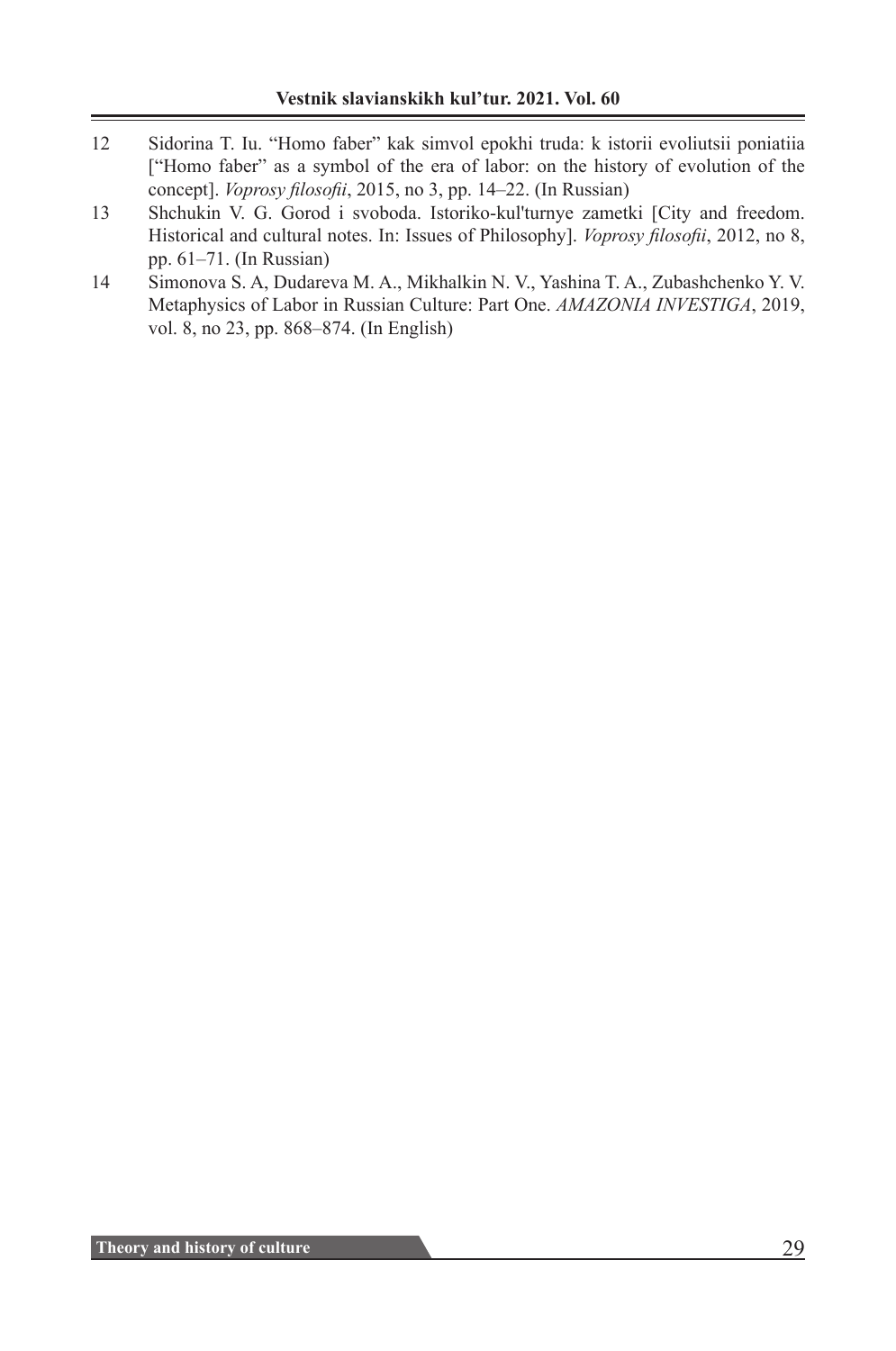12 Sidorina T. Iu. "Homo faber" kak simvol epokhi truda: k istorii evoliutsii poniatiia ["Homo faber" as a symbol of the era of labor: on the history of evolution of the concept]. *Voprosy filosofii*, 2015, no 3, pp. 14–22. (In Russian)

13 Shchukin V. G. Gorod i svoboda. Istoriko-kul'turnye zametki [City and freedom. Historical and cultural notes. In: Issues of Philosophy]. *Voprosy filosofii*, 2012, no 8, pp. 61–71. (In Russian)

14 Simonova S. A, Dudareva M. A., Mikhalkin N. V., Yashina T. A., Zubashchenko Y. V. Metaphysics of Labor in Russian Culture: Part One. *AMAZONIA INVESTIGA*, 2019, vol. 8, no 23, pp. 868–874. (In English)